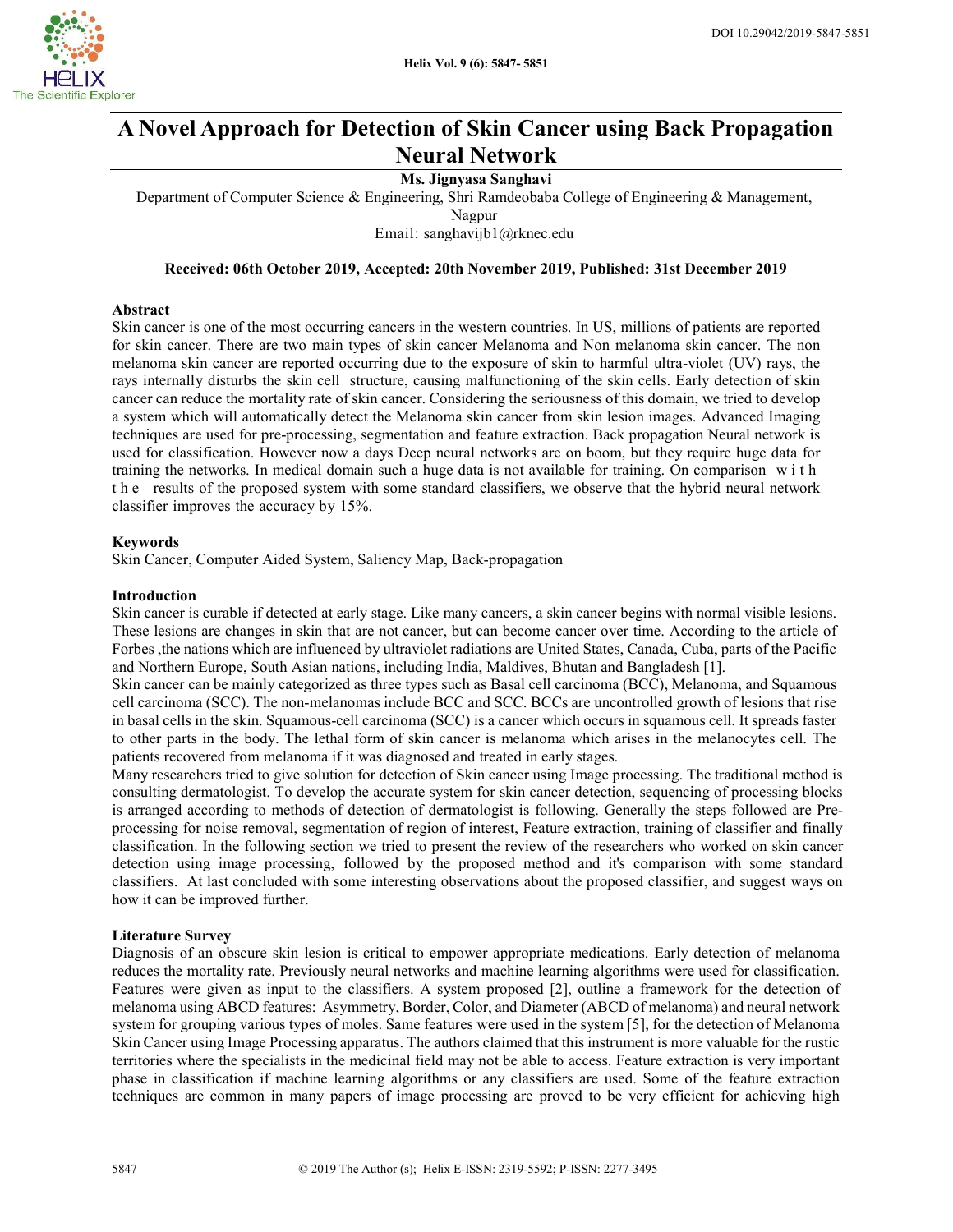# A Novel Approach for Detection of Skin Cancer using Back Propagation Neural Network

**Ms. Jignyasa Sanghavi**

Department of Computer Science & Engineering, Shri Ramdeobaba College of Engineering & Management, Nagpur

Email: sanghavijb1@rknec.edu

**Received: 06th October 2019, Accepted: 20th November 2019, Published: 31st December 2019**

## Abstract

Skin cancer is one of the most occurring cancers in the western countries. In US, millions of patients are reported for skin cancer. There are two main types of skin cancer Melanoma and Non melanoma skin cancer. The non melanoma skin cancer are reported occurring due to the exposure of skin to harmful ultra-violet (UV) rays, the rays internally disturbs the skin cell structure, causing malfunctioning of the skin cells. Early detection of skin cancer can reduce the mortality rate of skin cancer. Considering the seriousness of this domain, we tried to develop a system which will automatically detect the Melanoma skin cancer from skin lesion images. Advanced Imaging techniques are used for pre-processing, segmentation and feature extraction. Back propagation Neural network is used for classification. However now a days Deep neural networks are on boom, but they require huge data for training the networks. In medical domain such a huge data is not available for training. On comparison with the results of the proposed system with some standard classifiers, we observe that the hybrid neural network classifier improves the accuracy by 15%.

## Keywords

Skin Cancer, Computer Aided System, Saliency Map, Back-propagation

## Introduction

Skin cancer is curable if detected at early stage. Like many cancers, a skin cancer begins with normal visible lesions. These lesions are changes in skin that are not cancer, but can become cancer over time. According to the article of Forbes ,the nations which are influenced by ultraviolet radiations are United States, Canada, Cuba, parts of the Pacific and Northern Europe, South Asian nations, including India, Maldives, Bhutan and Bangladesh [1].

Skin cancer can be mainly categorized as three types such as Basal cell carcinoma (BCC), Melanoma, and Squamous cell carcinoma (SCC). The non-melanomas include BCC and SCC. BCCs are uncontrolled growth of lesions that rise in basal cells in the skin. Squamous-cell carcinoma (SCC) is a cancer which occurs in squamous cell. It spreads faster to other parts in the body. The lethal form of skin cancer is melanoma which arises in the melanocytes cell. The patients recovered from melanoma if it was diagnosed and treated in early stages.

Many researchers tried to give solution for detection of Skin cancer using Image processing. The traditional method is consulting dermatologist. To develop the accurate system for skin cancer detection, sequencing of processing blocks is arranged according to methods of detection of dermatologist is following. Generally the steps followed are Pre-processing for noise removal, segmentation of region of interest, Feature extraction, training of classifier and finally classification. In the following section we tried to present the review of the researchers who worked on skin cancer detection using image processing, followed by the proposed method and it's comparison with some standard classifiers. At last concluded with some interesting observations about the proposed classifier, and suggest ways on how it can be improved further.

## Literature Survey

Diagnosis of an obscure skin lesion is critical to empower appropriate medications. Early detection of melanoma reduces the mortality rate. Previously neural networks and machine learning algorithms were used for classification. Features were given as input to the classifiers. A system proposed [2], outline a framework for the detection of melanoma using ABCD features: Asymmetry, Border, Color, and Diameter (ABCD of melanoma) and neural network system for grouping various types of moles. Same features were used in the system [5], for the detection of Melanoma Skin Cancer using Image Processing apparatus. The authors claimed that this instrument is more valuable for the rustic territories where the specialists in the medicinal field may not be able to access. Feature extraction is very important phase in classification if machine learning algorithms or any classifiers are used. Some of the feature extraction techniques are common in many papers of image processing are proved to be very efficient for achieving high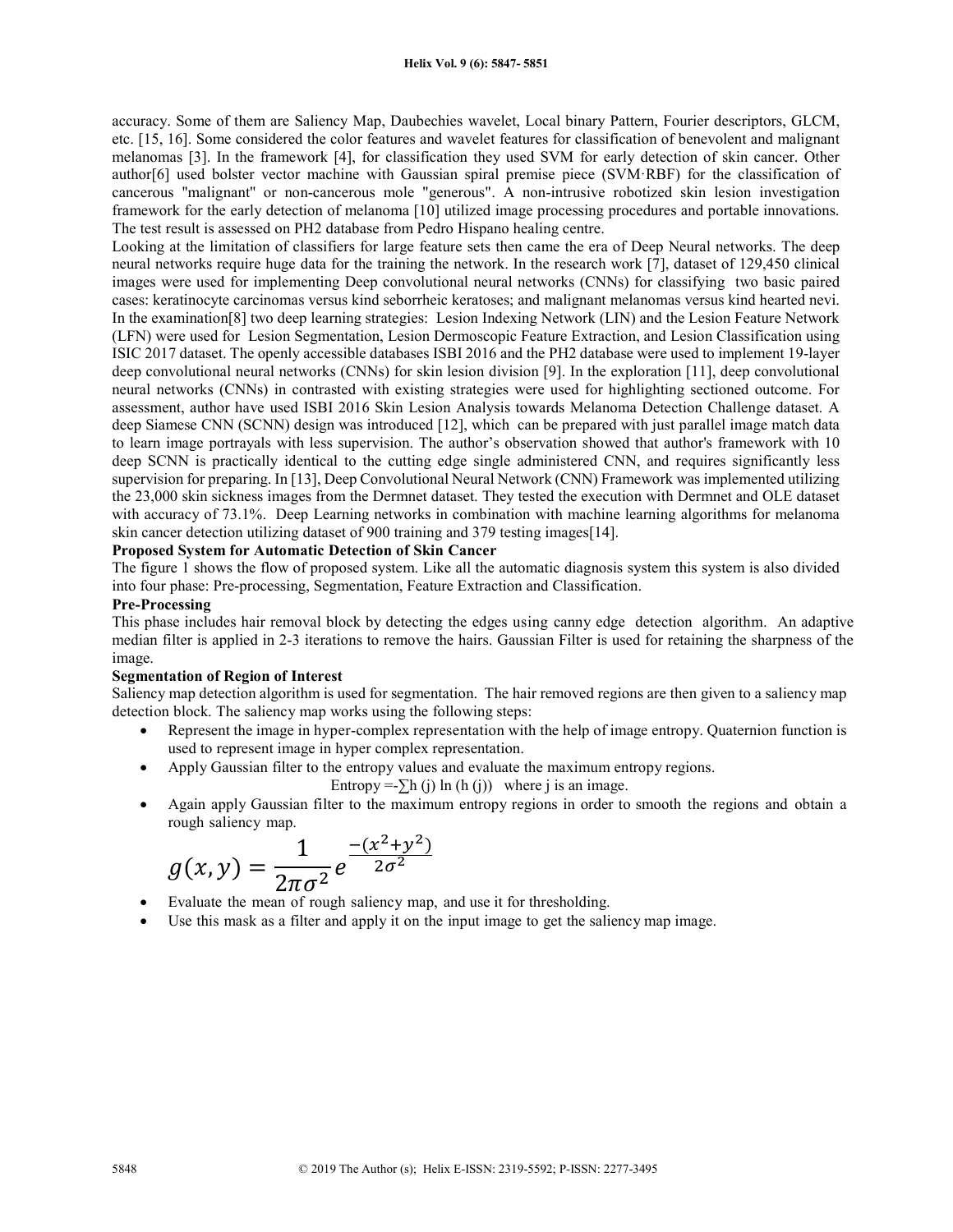accuracy. Some of them are Saliency Map, Daubechies wavelet, Local binary Pattern, Fourier descriptors, GLCM, etc. [15, 16]. Some considered the color features and wavelet features for classification of benevolent and malignant melanomas [3]. In the framework [4], for classification they used SVM for early detection of skin cancer. Other author[6] used bolster vector machine with Gaussian spiral premise piece (SVM·RBF) for the classification of cancerous "malignant" or non-cancerous mole "generous". A non-intrusive robotized skin lesion investigation framework for the early detection of melanoma [10] utilized image processing procedures and portable innovations. The test result is assessed on PH2 database from Pedro Hispano healing centre.

Looking at the limitation of classifiers for large feature sets then came the era of Deep Neural networks. The deep neural networks require huge data for the training the network. In the research work [7], dataset of 129,450 clinical images were used for implementing Deep convolutional neural networks (CNNs) for classifying two basic paired cases: keratinocyte carcinomas versus kind seborrheic keratoses; and malignant melanomas versus kind hearted nevi. In the examination[8] two deep learning strategies: Lesion Indexing Network (LIN) and the Lesion Feature Network (LFN) were used for Lesion Segmentation, Lesion Dermoscopic Feature Extraction, and Lesion Classification using ISIC 2017 dataset. The openly accessible databases ISBI 2016 and the PH2 database were used to implement 19-layer deep convolutional neural networks (CNNs) for skin lesion division [9]. In the exploration [11], deep convolutional neural networks (CNNs) in contrasted with existing strategies were used for highlighting sectioned outcome. For assessment, author have used ISBI 2016 Skin Lesion Analysis towards Melanoma Detection Challenge dataset. A deep Siamese CNN (SCNN) design was introduced [12], which can be prepared with just parallel image match data to learn image portrayals with less supervision. The author's observation showed that author's framework with 10 deep SCNN is practically identical to the cutting edge single administered CNN, and requires significantly less supervision for preparing. In [13], Deep Convolutional Neural Network (CNN) Framework was implemented utilizing the 23,000 skin sickness images from the Dermnet dataset. They tested the execution with Dermnet and OLE dataset with accuracy of 73.1%. Deep Learning networks in combination with machine learning algorithms for melanoma skin cancer detection utilizing dataset of 900 training and 379 testing images[14].

**Proposed System for Automatic Detection of Skin Cancer**

The figure 1 shows the flow of proposed system. Like all the automatic diagnosis system this system is also divided into four phase: Pre-processing, Segmentation, Feature Extraction and Classification.

**Pre-Processing**

This phase includes hair removal block by detecting the edges using canny edge detection algorithm. An adaptive median filter is applied in 2-3 iterations to remove the hairs. Gaussian Filter is used for retaining the sharpness of the image.

**Segmentation of Region of Interest**

Saliency map detection algorithm is used for segmentation. The hair removed regions are then given to a saliency map detection block. The saliency map works using the following steps:

- Represent the image in hyper-complex representation with the help of image entropy. Quaternion function is used to represent image in hyper complex representation.
- Apply Gaussian filter to the entropy values and evaluate the maximum entropy regions.

$$\text{Entropy} = -\sum h(j)\ln(h(j)) \quad \text{where } j \text{ is an image.}$$

- Again apply Gaussian filter to the maximum entropy regions in order to smooth the regions and obtain a rough saliency map.

$$g(x,y) = \frac{1}{2\pi\sigma^2} e^{\frac{-(x^2+y^2)}{2\sigma^2}}$$

- Evaluate the mean of rough saliency map, and use it for thresholding.
- Use this mask as a filter and apply it on the input image to get the saliency map image.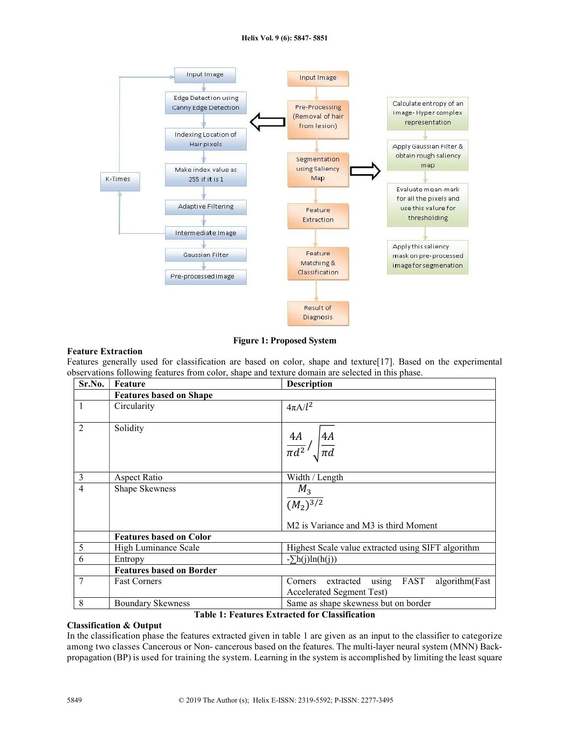**Figure 1: Proposed System**

**Feature Extraction**

Features generally used for classification are based on color, shape and texture[17]. Based on the experimental observations following features from color, shape and texture domain are selected in this phase.

| Sr.No. | Feature | Description |
|---|---|---|
| | **Features based on Shape** | |
| 1 | Circularity | $4\pi A/l^2$ |
| 2 | Solidity | $\frac{4A}{\pi d^2} / \sqrt{\frac{4A}{\pi d}}$ |
| 3 | Aspect Ratio | Width / Length |
| 4 | Shape Skewness | $\frac{M_3}{(M_2)^{3/2}}$ <br> M2 is Variance and M3 is third Moment |
| | **Features based on Color** | |
| 5 | High Luminance Scale | Highest Scale value extracted using SIFT algorithm |
| 6 | Entropy | $-\sum h(j)\ln(h(j))$ |
| | **Features based on Border** | |
| 7 | Fast Corners | Corners extracted using FAST algorithm(Fast Accelerated Segment Test) |
| 8 | Boundary Skewness | Same as shape skewness but on border |

**Table 1: Features Extracted for Classification**

**Classification & Output**

In the classification phase the features extracted given in table 1 are given as an input to the classifier to categorize among two classes Cancerous or Non- cancerous based on the features. The multi-layer neural system (MNN) Back-propagation (BP) is used for training the system. Learning in the system is accomplished by limiting the least square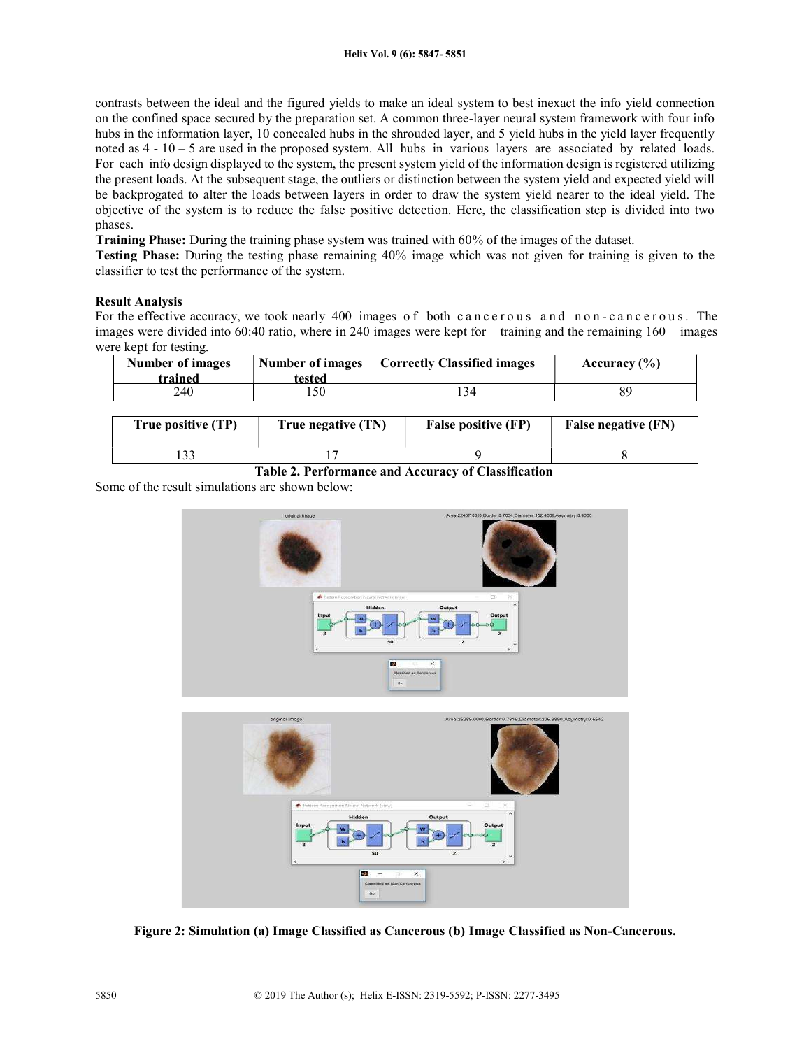contrasts between the ideal and the figured yields to make an ideal system to best inexact the info yield connection on the confined space secured by the preparation set. A common three-layer neural system framework with four info hubs in the information layer, 10 concealed hubs in the shrouded layer, and 5 yield hubs in the yield layer frequently noted as 4 - 10 – 5 are used in the proposed system. All hubs in various layers are associated by related loads. For each info design displayed to the system, the present system yield of the information design is registered utilizing the present loads. At the subsequent stage, the outliers or distinction between the system yield and expected yield will be backprogated to alter the loads between layers in order to draw the system yield nearer to the ideal yield. The objective of the system is to reduce the false positive detection. Here, the classification step is divided into two phases.

**Training Phase:** During the training phase system was trained with 60% of the images of the dataset.

**Testing Phase:** During the testing phase remaining 40% image which was not given for training is given to the classifier to test the performance of the system.

**Result Analysis**

For the effective accuracy, we took nearly 400 images of both cancerous and non-cancerous. The images were divided into 60:40 ratio, where in 240 images were kept for training and the remaining 160 images were kept for testing.

| Number of images trained | Number of images tested | Correctly Classified images | Accuracy (%) |
|---|---|---|---|
| 240 | 150 | 134 | 89 |

| True positive (TP) | True negative (TN) | False positive (FP) | False negative (FN) |
|---|---|---|---|
| 133 | 17 | 9 | 8 |

**Table 2. Performance and Accuracy of Classification**

Some of the result simulations are shown below:

**Figure 2: Simulation (a) Image Classified as Cancerous (b) Image Classified as Non-Cancerous.**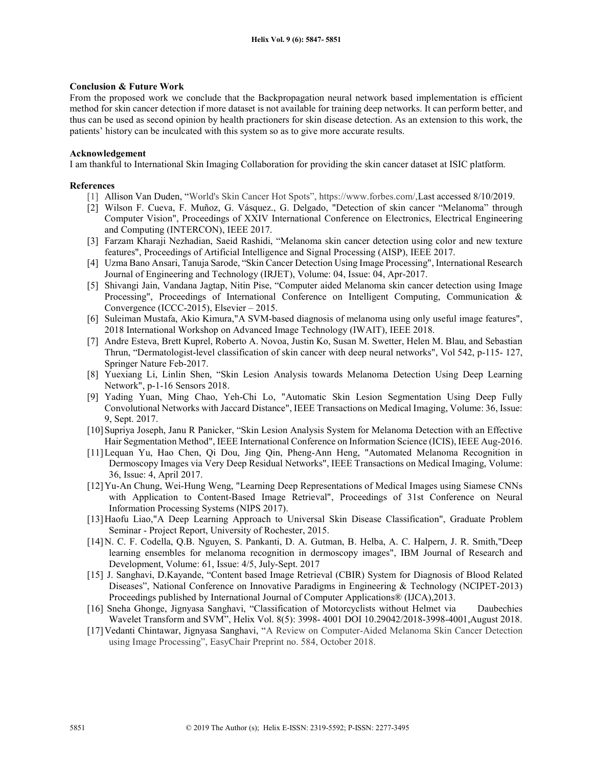## Conclusion & Future Work

From the proposed work we conclude that the Backpropagation neural network based implementation is efficient method for skin cancer detection if more dataset is not available for training deep networks. It can perform better, and thus can be used as second opinion by health practioners for skin disease detection. As an extension to this work, the patients' history can be inculcated with this system so as to give more accurate results.

## Acknowledgement

I am thankful to International Skin Imaging Collaboration for providing the skin cancer dataset at ISIC platform.

## References

[1] Allison Van Duden, "World's Skin Cancer Hot Spots", https://www.forbes.com/,Last accessed 8/10/2019.

[2] Wilson F. Cueva, F. Muñoz, G. Vásquez., G. Delgado, "Detection of skin cancer "Melanoma" through Computer Vision", Proceedings of XXIV International Conference on Electronics, Electrical Engineering and Computing (INTERCON), IEEE 2017.

[3] Farzam Kharaji Nezhadian, Saeid Rashidi, "Melanoma skin cancer detection using color and new texture features", Proceedings of Artificial Intelligence and Signal Processing (AISP), IEEE 2017.

[4] Uzma Bano Ansari, Tanuja Sarode, "Skin Cancer Detection Using Image Processing", International Research Journal of Engineering and Technology (IRJET), Volume: 04, Issue: 04, Apr-2017.

[5] Shivangi Jain, Vandana Jagtap, Nitin Pise, "Computer aided Melanoma skin cancer detection using Image Processing", Proceedings of International Conference on Intelligent Computing, Communication & Convergence (ICCC-2015), Elsevier – 2015.

[6] Suleiman Mustafa, Akio Kimura,"A SVM-based diagnosis of melanoma using only useful image features", 2018 International Workshop on Advanced Image Technology (IWAIT), IEEE 2018.

[7] Andre Esteva, Brett Kuprel, Roberto A. Novoa, Justin Ko, Susan M. Swetter, Helen M. Blau, and Sebastian Thrun, "Dermatologist-level classification of skin cancer with deep neural networks", Vol 542, p-115- 127, Springer Nature Feb-2017.

[8] Yuexiang Li, Linlin Shen, "Skin Lesion Analysis towards Melanoma Detection Using Deep Learning Network", p-1-16 Sensors 2018.

[9] Yading Yuan, Ming Chao, Yeh-Chi Lo, "Automatic Skin Lesion Segmentation Using Deep Fully Convolutional Networks with Jaccard Distance", IEEE Transactions on Medical Imaging, Volume: 36, Issue: 9, Sept. 2017.

[10] Supriya Joseph, Janu R Panicker, "Skin Lesion Analysis System for Melanoma Detection with an Effective Hair Segmentation Method", IEEE International Conference on Information Science (ICIS), IEEE Aug-2016.

[11] Lequan Yu, Hao Chen, Qi Dou, Jing Qin, Pheng-Ann Heng, "Automated Melanoma Recognition in Dermoscopy Images via Very Deep Residual Networks", IEEE Transactions on Medical Imaging, Volume: 36, Issue: 4, April 2017.

[12] Yu-An Chung, Wei-Hung Weng, "Learning Deep Representations of Medical Images using Siamese CNNs with Application to Content-Based Image Retrieval", Proceedings of 31st Conference on Neural Information Processing Systems (NIPS 2017).

[13] Haofu Liao,"A Deep Learning Approach to Universal Skin Disease Classification", Graduate Problem Seminar - Project Report, University of Rochester, 2015.

[14] N. C. F. Codella, Q.B. Nguyen, S. Pankanti, D. A. Gutman, B. Helba, A. C. Halpern, J. R. Smith,"Deep learning ensembles for melanoma recognition in dermoscopy images", IBM Journal of Research and Development, Volume: 61, Issue: 4/5, July-Sept. 2017

[15] J. Sanghavi, D.Kayande, "Content based Image Retrieval (CBIR) System for Diagnosis of Blood Related Diseases", National Conference on Innovative Paradigms in Engineering & Technology (NCIPET-2013) Proceedings published by International Journal of Computer Applications® (IJCA),2013.

[16] Sneha Ghonge, Jignyasa Sanghavi, "Classification of Motorcyclists without Helmet via Daubechies Wavelet Transform and SVM", Helix Vol. 8(5): 3998- 4001 DOI 10.29042/2018-3998-4001,August 2018.

[17] Vedanti Chintawar, Jignyasa Sanghavi, "A Review on Computer-Aided Melanoma Skin Cancer Detection using Image Processing", EasyChair Preprint no. 584, October 2018.